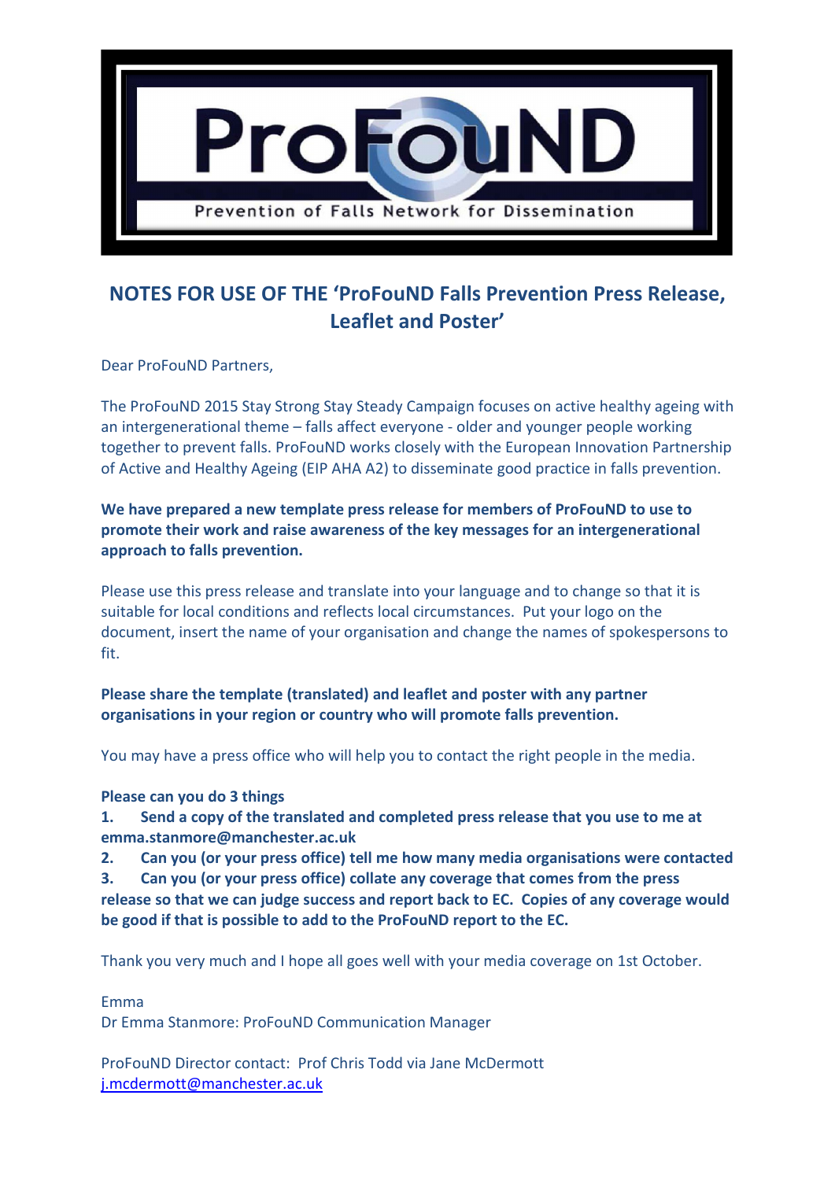ProFouND

Prevention of Falls Network for Dissemination

## NOTES FOR USE OF THE 'ProFouND Falls Prevention Press Release, Leaflet and Poster'

Dear ProFouND Partners,

The ProFouND 2015 Stay Strong Stay Steady Campaign focuses on active healthy ageing with an intergenerational theme – falls affect everyone - older and younger people working together to prevent falls. ProFouND works closely with the European Innovation Partnership of Active and Healthy Ageing (EIP AHA A2) to disseminate good practice in falls prevention.

**We have prepared a new template press release for members of ProFouND to use to promote their work and raise awareness of the key messages for an intergenerational approach to falls prevention.**

Please use this press release and translate into your language and to change so that it is suitable for local conditions and reflects local circumstances. Put your logo on the document, insert the name of your organisation and change the names of spokespersons to fit.

**Please share the template (translated) and leaflet and poster with any partner organisations in your region or country who will promote falls prevention.**

You may have a press office who will help you to contact the right people in the media.

**Please can you do 3 things**

1. **Send a copy of the translated and completed press release that you use to me at emma.stanmore@manchester.ac.uk**
2. **Can you (or your press office) tell me how many media organisations were contacted**
3. **Can you (or your press office) collate any coverage that comes from the press release so that we can judge success and report back to EC. Copies of any coverage would be good if that is possible to add to the ProFouND report to the EC.**

Thank you very much and I hope all goes well with your media coverage on 1st October.

Emma
Dr Emma Stanmore: ProFouND Communication Manager

ProFouND Director contact: Prof Chris Todd via Jane McDermott
j.mcdermott@manchester.ac.uk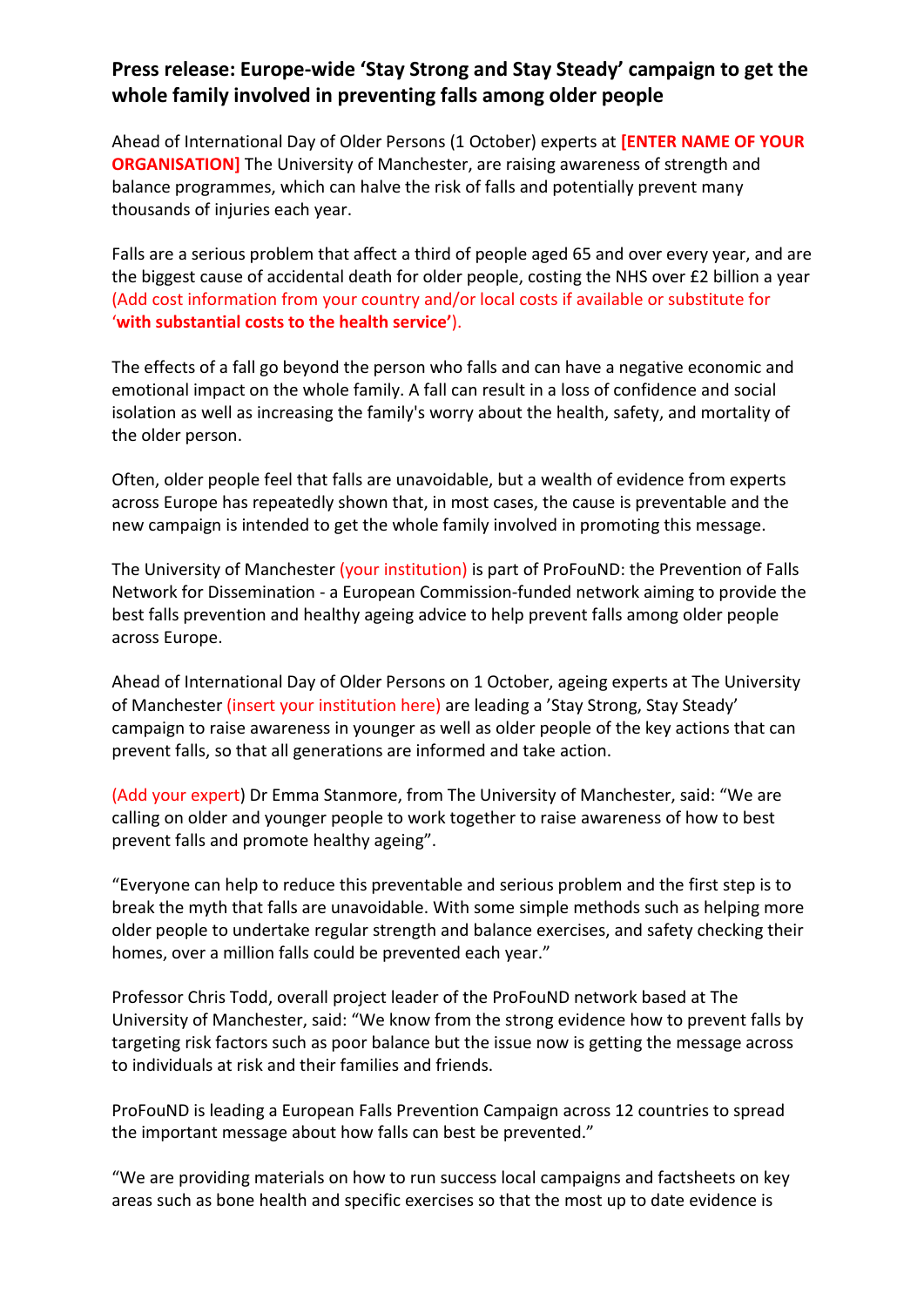## Press release: Europe-wide ‘Stay Strong and Stay Steady’ campaign to get the whole family involved in preventing falls among older people

Ahead of International Day of Older Persons (1 October) experts at **[ENTER NAME OF YOUR ORGANISATION]** The University of Manchester, are raising awareness of strength and balance programmes, which can halve the risk of falls and potentially prevent many thousands of injuries each year.

Falls are a serious problem that affect a third of people aged 65 and over every year, and are the biggest cause of accidental death for older people, costing the NHS over £2 billion a year (Add cost information from your country and/or local costs if available or substitute for ‘**with substantial costs to the health service’**).

The effects of a fall go beyond the person who falls and can have a negative economic and emotional impact on the whole family. A fall can result in a loss of confidence and social isolation as well as increasing the family's worry about the health, safety, and mortality of the older person.

Often, older people feel that falls are unavoidable, but a wealth of evidence from experts across Europe has repeatedly shown that, in most cases, the cause is preventable and the new campaign is intended to get the whole family involved in promoting this message.

The University of Manchester (your institution) is part of ProFouND: the Prevention of Falls Network for Dissemination - a European Commission-funded network aiming to provide the best falls prevention and healthy ageing advice to help prevent falls among older people across Europe.

Ahead of International Day of Older Persons on 1 October, ageing experts at The University of Manchester (insert your institution here) are leading a ’Stay Strong, Stay Steady’ campaign to raise awareness in younger as well as older people of the key actions that can prevent falls, so that all generations are informed and take action.

(Add your expert) Dr Emma Stanmore, from The University of Manchester, said: “We are calling on older and younger people to work together to raise awareness of how to best prevent falls and promote healthy ageing”.

“Everyone can help to reduce this preventable and serious problem and the first step is to break the myth that falls are unavoidable. With some simple methods such as helping more older people to undertake regular strength and balance exercises, and safety checking their homes, over a million falls could be prevented each year.”

Professor Chris Todd, overall project leader of the ProFouND network based at The University of Manchester, said: “We know from the strong evidence how to prevent falls by targeting risk factors such as poor balance but the issue now is getting the message across to individuals at risk and their families and friends.

ProFouND is leading a European Falls Prevention Campaign across 12 countries to spread the important message about how falls can best be prevented.”

“We are providing materials on how to run success local campaigns and factsheets on key areas such as bone health and specific exercises so that the most up to date evidence is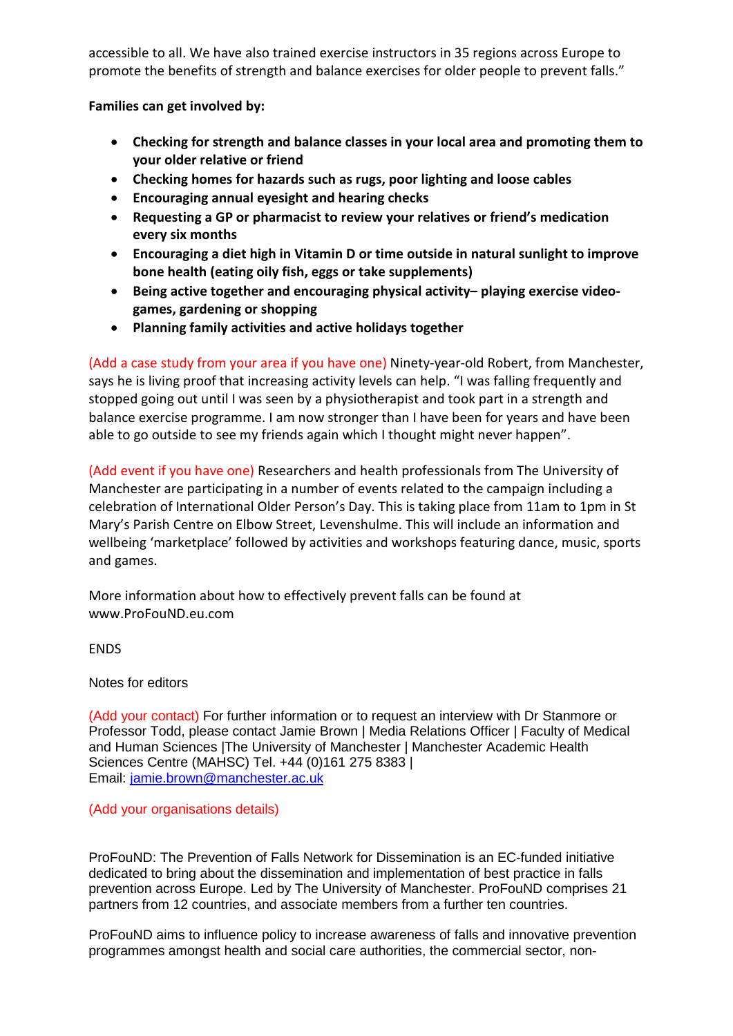accessible to all. We have also trained exercise instructors in 35 regions across Europe to promote the benefits of strength and balance exercises for older people to prevent falls."

**Families can get involved by:**

- **Checking for strength and balance classes in your local area and promoting them to your older relative or friend**
- **Checking homes for hazards such as rugs, poor lighting and loose cables**
- **Encouraging annual eyesight and hearing checks**
- **Requesting a GP or pharmacist to review your relatives or friend's medication every six months**
- **Encouraging a diet high in Vitamin D or time outside in natural sunlight to improve bone health (eating oily fish, eggs or take supplements)**
- **Being active together and encouraging physical activity– playing exercise video-games, gardening or shopping**
- **Planning family activities and active holidays together**

(Add a case study from your area if you have one) Ninety-year-old Robert, from Manchester, says he is living proof that increasing activity levels can help. "I was falling frequently and stopped going out until I was seen by a physiotherapist and took part in a strength and balance exercise programme. I am now stronger than I have been for years and have been able to go outside to see my friends again which I thought might never happen".

(Add event if you have one) Researchers and health professionals from The University of Manchester are participating in a number of events related to the campaign including a celebration of International Older Person's Day. This is taking place from 11am to 1pm in St Mary's Parish Centre on Elbow Street, Levenshulme. This will include an information and wellbeing 'marketplace' followed by activities and workshops featuring dance, music, sports and games.

More information about how to effectively prevent falls can be found at www.ProFouND.eu.com

ENDS

Notes for editors

(Add your contact) For further information or to request an interview with Dr Stanmore or Professor Todd, please contact Jamie Brown | Media Relations Officer | Faculty of Medical and Human Sciences |The University of Manchester | Manchester Academic Health Sciences Centre (MAHSC) Tel. +44 (0)161 275 8383 |
Email: jamie.brown@manchester.ac.uk

(Add your organisations details)

ProFouND: The Prevention of Falls Network for Dissemination is an EC-funded initiative dedicated to bring about the dissemination and implementation of best practice in falls prevention across Europe. Led by The University of Manchester. ProFouND comprises 21 partners from 12 countries, and associate members from a further ten countries.

ProFouND aims to influence policy to increase awareness of falls and innovative prevention programmes amongst health and social care authorities, the commercial sector, non-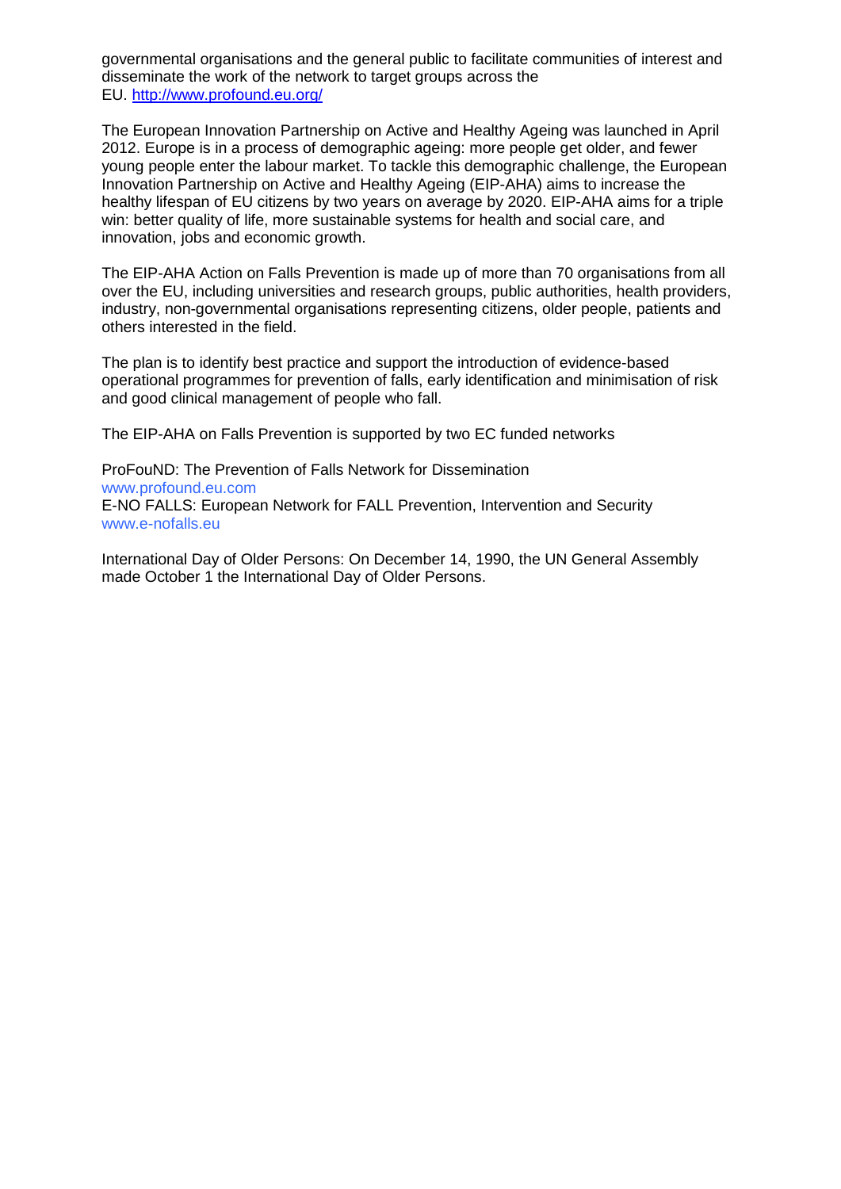governmental organisations and the general public to facilitate communities of interest and disseminate the work of the network to target groups across the EU. http://www.profound.eu.org/

The European Innovation Partnership on Active and Healthy Ageing was launched in April 2012. Europe is in a process of demographic ageing: more people get older, and fewer young people enter the labour market. To tackle this demographic challenge, the European Innovation Partnership on Active and Healthy Ageing (EIP-AHA) aims to increase the healthy lifespan of EU citizens by two years on average by 2020. EIP-AHA aims for a triple win: better quality of life, more sustainable systems for health and social care, and innovation, jobs and economic growth.

The EIP-AHA Action on Falls Prevention is made up of more than 70 organisations from all over the EU, including universities and research groups, public authorities, health providers, industry, non-governmental organisations representing citizens, older people, patients and others interested in the field.

The plan is to identify best practice and support the introduction of evidence-based operational programmes for prevention of falls, early identification and minimisation of risk and good clinical management of people who fall.

The EIP-AHA on Falls Prevention is supported by two EC funded networks

ProFouND: The Prevention of Falls Network for Dissemination
www.profound.eu.com
E-NO FALLS: European Network for FALL Prevention, Intervention and Security
www.e-nofalls.eu

International Day of Older Persons: On December 14, 1990, the UN General Assembly made October 1 the International Day of Older Persons.